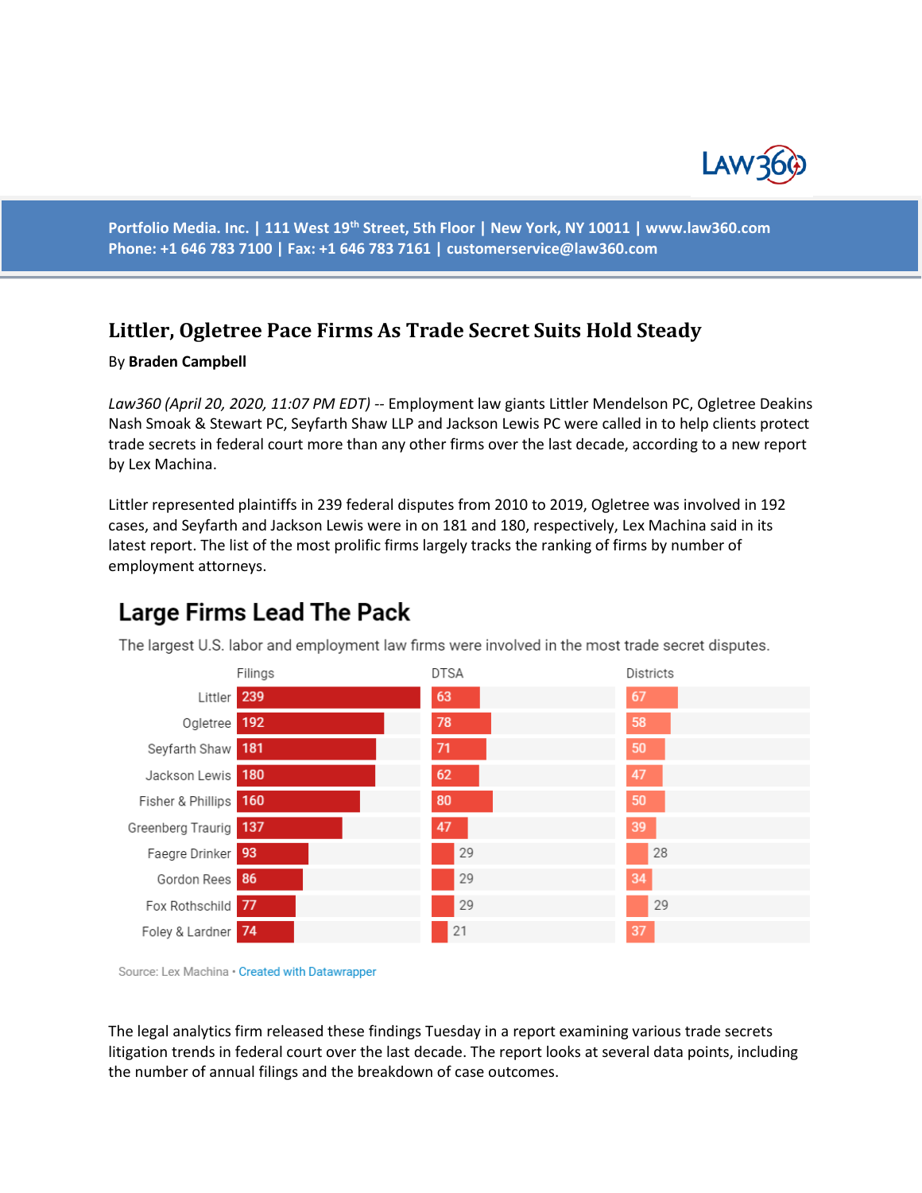Portfolio Media. Inc. | 111 West 19th Street, 5th Floor | New York, NY 10011 | www.law360.com
Phone: +1 646 783 7100 | Fax: +1 646 783 7161 | customerservice@law360.com

# Littler, Ogletree Pace Firms As Trade Secret Suits Hold Steady

By **Braden Campbell**

*Law360 (April 20, 2020, 11:07 PM EDT)* -- Employment law giants Littler Mendelson PC, Ogletree Deakins Nash Smoak & Stewart PC, Seyfarth Shaw LLP and Jackson Lewis PC were called in to help clients protect trade secrets in federal court more than any other firms over the last decade, according to a new report by Lex Machina.

Littler represented plaintiffs in 239 federal disputes from 2010 to 2019, Ogletree was involved in 192 cases, and Seyfarth and Jackson Lewis were in on 181 and 180, respectively, Lex Machina said in its latest report. The list of the most prolific firms largely tracks the ranking of firms by number of employment attorneys.

## Large Firms Lead The Pack

The largest U.S. labor and employment law firms were involved in the most trade secret disputes.

| | Filings | DTSA | Districts |
|---|---|---|---|
| Littler | 239 | 63 | 67 |
| Ogletree | 192 | 78 | 58 |
| Seyfarth Shaw | 181 | 71 | 50 |
| Jackson Lewis | 180 | 62 | 47 |
| Fisher & Phillips | 160 | 80 | 50 |
| Greenberg Traurig | 137 | 47 | 39 |
| Faegre Drinker | 93 | 29 | 28 |
| Gordon Rees | 86 | 29 | 34 |
| Fox Rothschild | 77 | 29 | 29 |
| Foley & Lardner | 74 | 21 | 37 |

Source: Lex Machina • Created with Datawrapper

The legal analytics firm released these findings Tuesday in a report examining various trade secrets litigation trends in federal court over the last decade. The report looks at several data points, including the number of annual filings and the breakdown of case outcomes.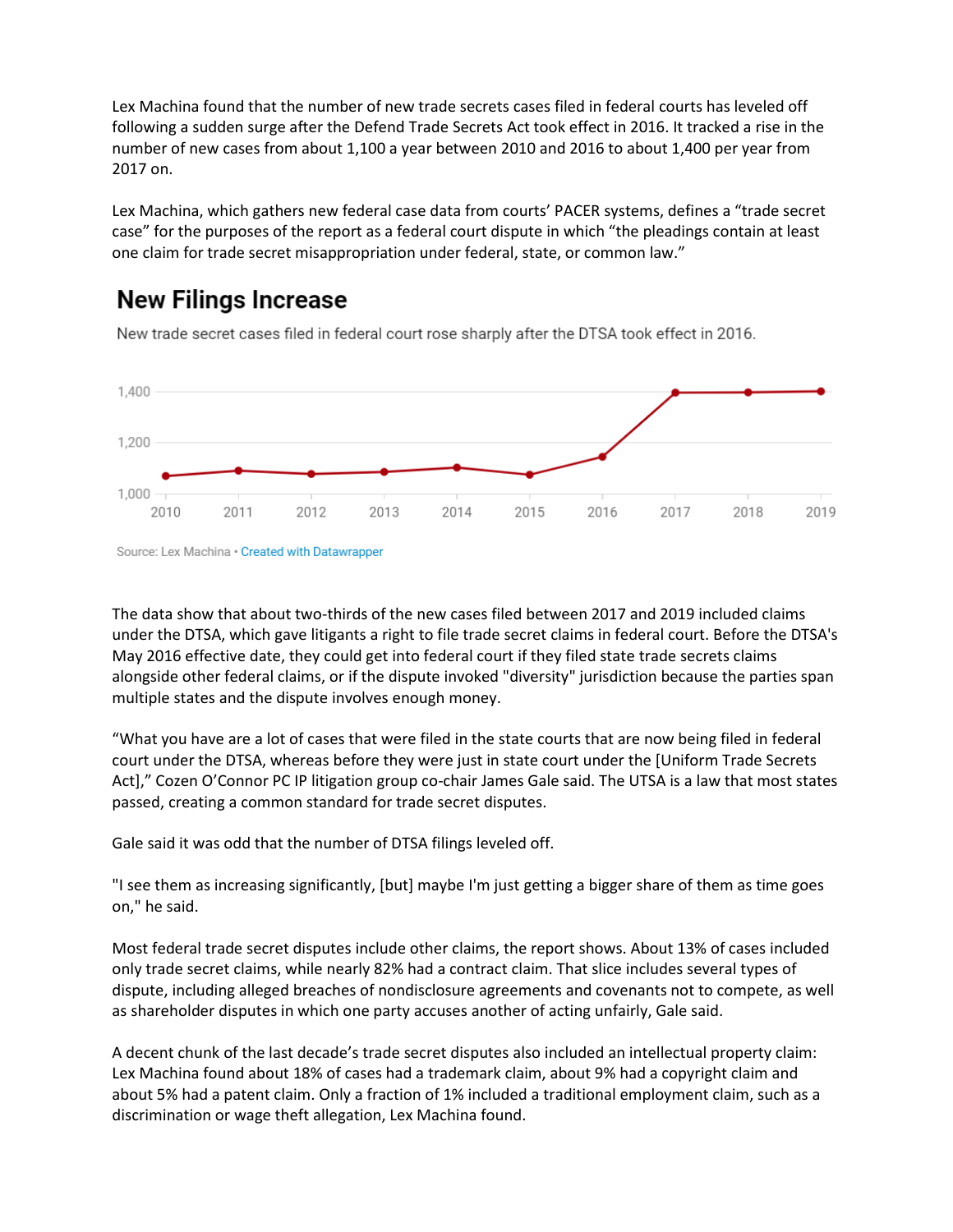Lex Machina found that the number of new trade secrets cases filed in federal courts has leveled off following a sudden surge after the Defend Trade Secrets Act took effect in 2016. It tracked a rise in the number of new cases from about 1,100 a year between 2010 and 2016 to about 1,400 per year from 2017 on.

Lex Machina, which gathers new federal case data from courts' PACER systems, defines a "trade secret case" for the purposes of the report as a federal court dispute in which "the pleadings contain at least one claim for trade secret misappropriation under federal, state, or common law."

## New Filings Increase

New trade secret cases filed in federal court rose sharply after the DTSA took effect in 2016.

Source: Lex Machina • Created with Datawrapper

The data show that about two-thirds of the new cases filed between 2017 and 2019 included claims under the DTSA, which gave litigants a right to file trade secret claims in federal court. Before the DTSA's May 2016 effective date, they could get into federal court if they filed state trade secrets claims alongside other federal claims, or if the dispute invoked "diversity" jurisdiction because the parties span multiple states and the dispute involves enough money.

"What you have are a lot of cases that were filed in the state courts that are now being filed in federal court under the DTSA, whereas before they were just in state court under the [Uniform Trade Secrets Act]," Cozen O'Connor PC IP litigation group co-chair James Gale said. The UTSA is a law that most states passed, creating a common standard for trade secret disputes.

Gale said it was odd that the number of DTSA filings leveled off.

"I see them as increasing significantly, [but] maybe I'm just getting a bigger share of them as time goes on," he said.

Most federal trade secret disputes include other claims, the report shows. About 13% of cases included only trade secret claims, while nearly 82% had a contract claim. That slice includes several types of dispute, including alleged breaches of nondisclosure agreements and covenants not to compete, as well as shareholder disputes in which one party accuses another of acting unfairly, Gale said.

A decent chunk of the last decade's trade secret disputes also included an intellectual property claim: Lex Machina found about 18% of cases had a trademark claim, about 9% had a copyright claim and about 5% had a patent claim. Only a fraction of 1% included a traditional employment claim, such as a discrimination or wage theft allegation, Lex Machina found.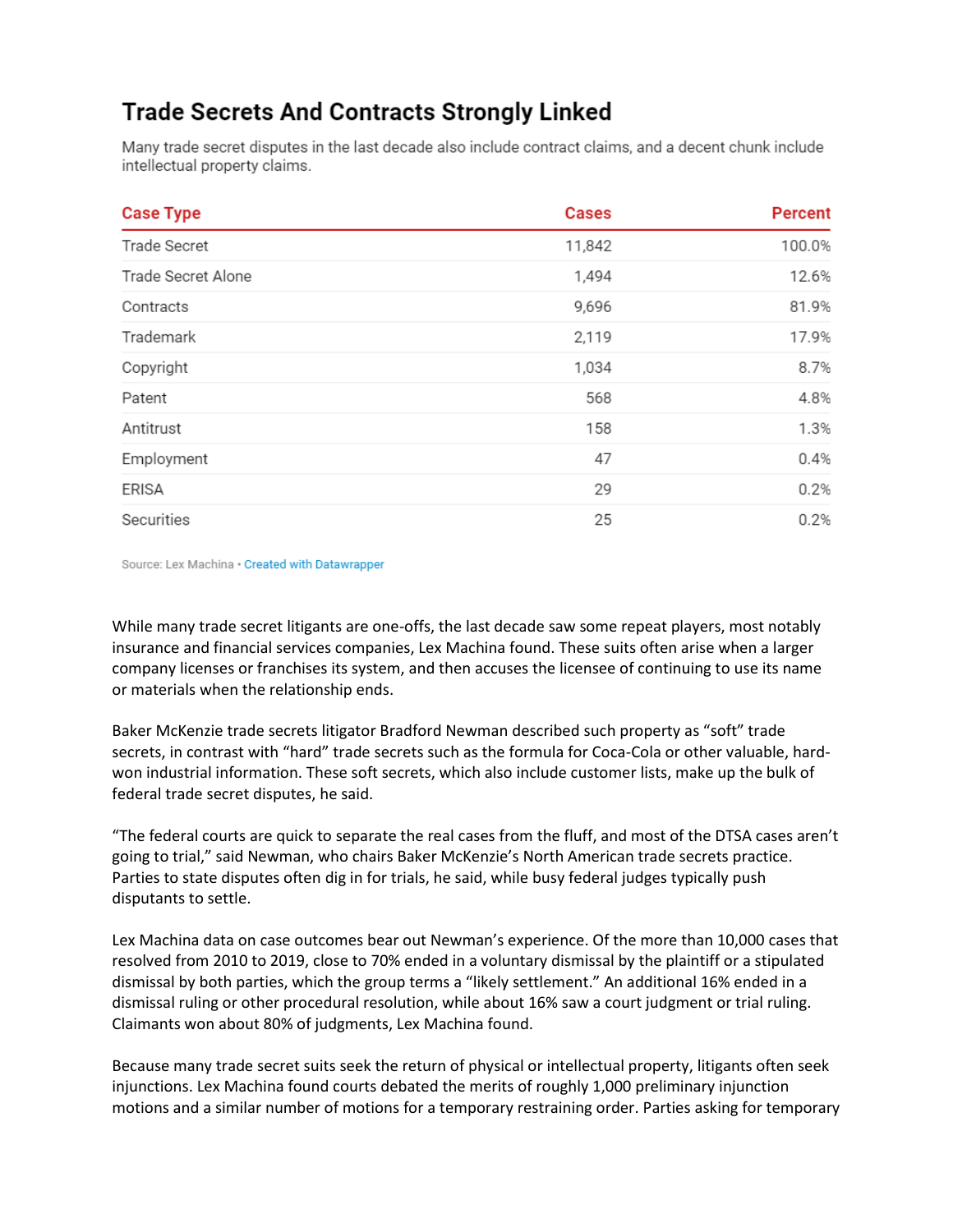## Trade Secrets And Contracts Strongly Linked

Many trade secret disputes in the last decade also include contract claims, and a decent chunk include intellectual property claims.

| Case Type | Cases | Percent |
|---|---|---|
| Trade Secret | 11,842 | 100.0% |
| Trade Secret Alone | 1,494 | 12.6% |
| Contracts | 9,696 | 81.9% |
| Trademark | 2,119 | 17.9% |
| Copyright | 1,034 | 8.7% |
| Patent | 568 | 4.8% |
| Antitrust | 158 | 1.3% |
| Employment | 47 | 0.4% |
| ERISA | 29 | 0.2% |
| Securities | 25 | 0.2% |

Source: Lex Machina • Created with Datawrapper

While many trade secret litigants are one-offs, the last decade saw some repeat players, most notably insurance and financial services companies, Lex Machina found. These suits often arise when a larger company licenses or franchises its system, and then accuses the licensee of continuing to use its name or materials when the relationship ends.

Baker McKenzie trade secrets litigator Bradford Newman described such property as "soft" trade secrets, in contrast with "hard" trade secrets such as the formula for Coca-Cola or other valuable, hard-won industrial information. These soft secrets, which also include customer lists, make up the bulk of federal trade secret disputes, he said.

"The federal courts are quick to separate the real cases from the fluff, and most of the DTSA cases aren't going to trial," said Newman, who chairs Baker McKenzie's North American trade secrets practice. Parties to state disputes often dig in for trials, he said, while busy federal judges typically push disputants to settle.

Lex Machina data on case outcomes bear out Newman's experience. Of the more than 10,000 cases that resolved from 2010 to 2019, close to 70% ended in a voluntary dismissal by the plaintiff or a stipulated dismissal by both parties, which the group terms a "likely settlement." An additional 16% ended in a dismissal ruling or other procedural resolution, while about 16% saw a court judgment or trial ruling. Claimants won about 80% of judgments, Lex Machina found.

Because many trade secret suits seek the return of physical or intellectual property, litigants often seek injunctions. Lex Machina found courts debated the merits of roughly 1,000 preliminary injunction motions and a similar number of motions for a temporary restraining order. Parties asking for temporary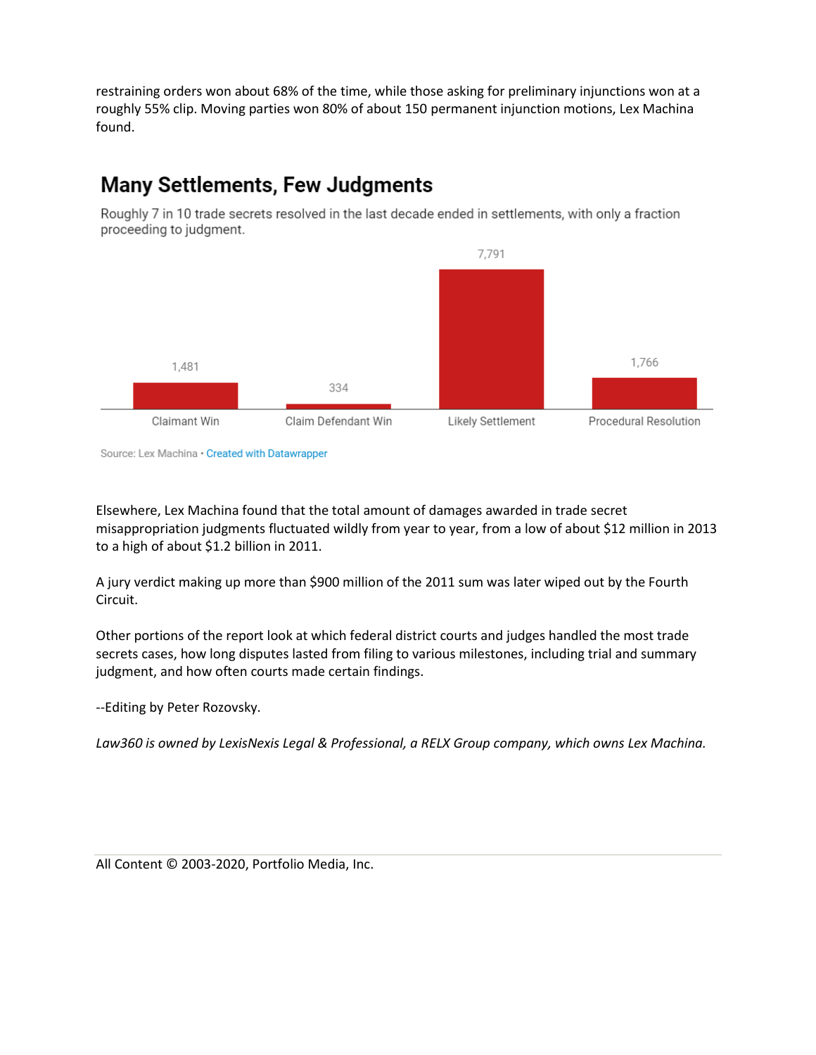restraining orders won about 68% of the time, while those asking for preliminary injunctions won at a roughly 55% clip. Moving parties won 80% of about 150 permanent injunction motions, Lex Machina found.

## Many Settlements, Few Judgments

Roughly 7 in 10 trade secrets resolved in the last decade ended in settlements, with only a fraction proceeding to judgment.

1,481
Claimant Win

334
Claim Defendant Win

7,791
Likely Settlement

1,766
Procedural Resolution

Source: Lex Machina • Created with Datawrapper

Elsewhere, Lex Machina found that the total amount of damages awarded in trade secret misappropriation judgments fluctuated wildly from year to year, from a low of about $12 million in 2013 to a high of about $1.2 billion in 2011.

A jury verdict making up more than $900 million of the 2011 sum was later wiped out by the Fourth Circuit.

Other portions of the report look at which federal district courts and judges handled the most trade secrets cases, how long disputes lasted from filing to various milestones, including trial and summary judgment, and how often courts made certain findings.

--Editing by Peter Rozovsky.

*Law360 is owned by LexisNexis Legal & Professional, a RELX Group company, which owns Lex Machina.*

All Content © 2003-2020, Portfolio Media, Inc.